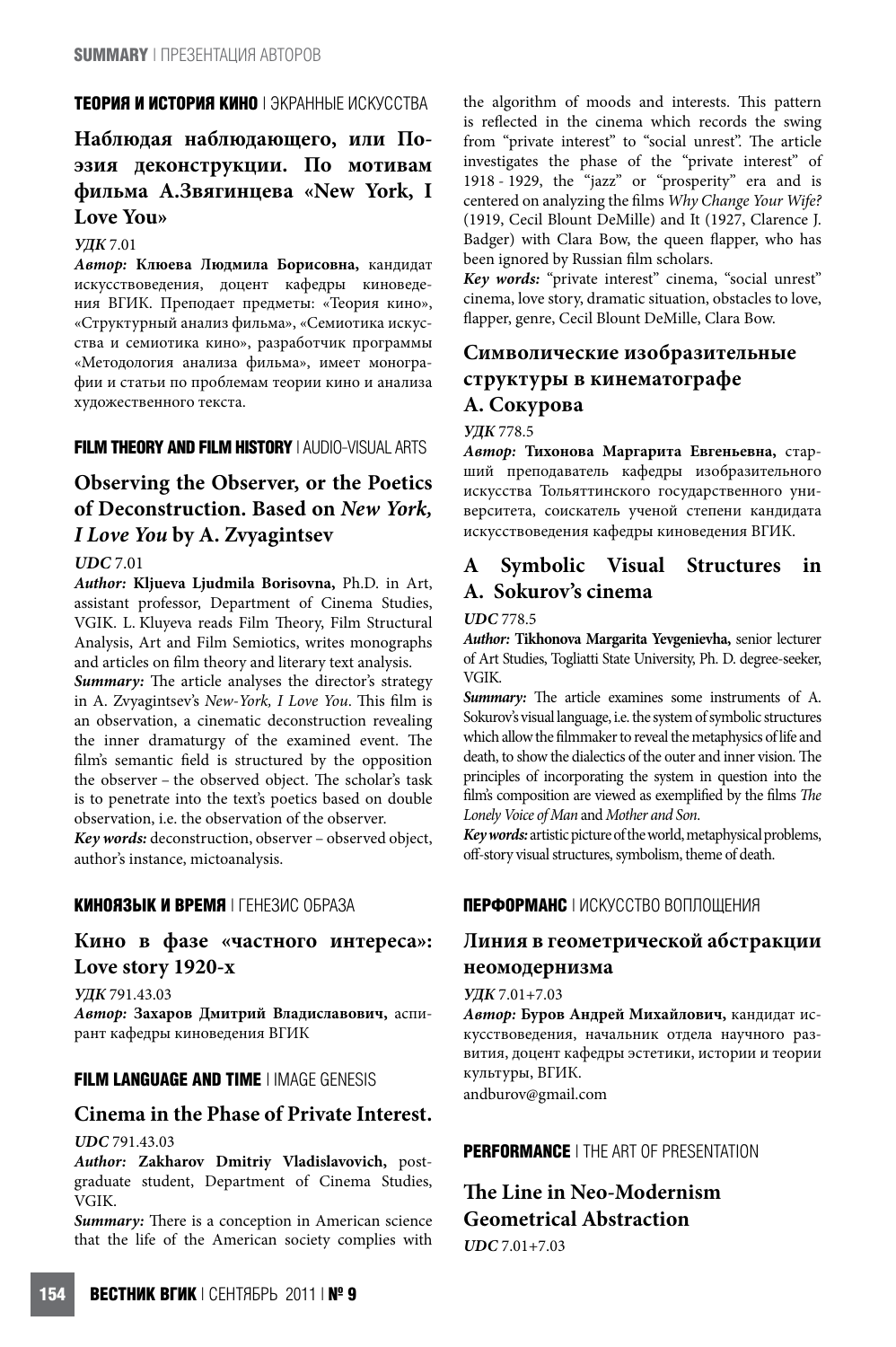**ТЕОРИЯ И ИСТОРИЯ КИНО** | ЭКРАННЫЕ ИСКУССТВА

## Наблюдая наблюдающего, или Поэзия деконструкции. По мотивам фильма А.Звягинцева «New York, I Love You»

***УДК*** 7.01

***Автор:*** **Клюева Людмила Борисовна,** кандидат искусствоведения, доцент кафедры киноведения ВГИК. Преподает предметы: «Теория кино», «Структурный анализ фильма», «Семиотика искусства и семиотика кино», разработчик программы «Методология анализа фильма», имеет монографии и статьи по проблемам теории кино и анализа художественного текста.

**FILM THEORY AND FILM HISTORY** | AUDIO-VISUAL ARTS

## Observing the Observer, or the Poetics of Deconstruction. Based on *New York, I Love You* by A. Zvyagintsev

***UDC*** 7.01

***Author:*** **Kljueva Ljudmila Borisovna,** Ph.D. in Art, assistant professor, Department of Cinema Studies, VGIK. L. Kluyeva reads Film Theory, Film Structural Analysis, Art and Film Semiotics, writes monographs and articles on film theory and literary text analysis.

***Summary:*** The article analyses the director's strategy in A. Zvyagintsev's *New-York, I Love You*. This film is an observation, a cinematic deconstruction revealing the inner dramaturgy of the examined event. The film's semantic field is structured by the opposition the observer – the observed object. The scholar's task is to penetrate into the text's poetics based on double observation, i.e. the observation of the observer.

***Key words:*** deconstruction, observer – observed object, author's instance, mictoanalysis.

**КИНОЯЗЫК И ВРЕМЯ** | ГЕНЕЗИС ОБРАЗА

## Кино в фазе «частного интереса»: Love story 1920-х

***УДК*** 791.43.03

***Автор:*** **Захаров Дмитрий Владиславович,** аспирант кафедры киноведения ВГИК

**FILM LANGUAGE AND TIME** | IMAGE GENESIS

## Cinema in the Phase of Private Interest.

***UDC*** 791.43.03

***Author:*** **Zakharov Dmitriy Vladislavovich,** post-graduate student, Department of Cinema Studies, VGIK.

***Summary:*** There is a conception in American science that the life of the American society complies with the algorithm of moods and interests. This pattern is reflected in the cinema which records the swing from "private interest" to "social unrest". The article investigates the phase of the "private interest" of 1918 - 1929, the "jazz" or "prosperity" era and is centered on analyzing the films *Why Change Your Wife?* (1919, Cecil Blount DeMille) and It (1927, Clarence J. Badger) with Clara Bow, the queen flapper, who has been ignored by Russian film scholars.

***Key words:*** "private interest" cinema, "social unrest" cinema, love story, dramatic situation, obstacles to love, flapper, genre, Cecil Blount DeMille, Clara Bow.

## Символические изобразительные структуры в кинематографе А. Сокурова

***УДК*** 778.5

***Автор:*** **Тихонова Маргарита Евгеньевна,** старший преподаватель кафедры изобразительного искусства Тольяттинского государственного университета, соискатель ученой степени кандидата искусствоведения кафедры киноведения ВГИК.

## A Symbolic Visual Structures in A. Sokurov's cinema

***UDC*** 778.5

***Author:*** **Tikhonova Margarita Yevgenievha,** senior lecturer of Art Studies, Togliatti State University, Ph. D. degree-seeker, VGIK.

***Summary:*** The article examines some instruments of A. Sokurov's visual language, i.e. the system of symbolic structures which allow the filmmaker to reveal the metaphysics of life and death, to show the dialectics of the outer and inner vision. The principles of incorporating the system in question into the film's composition are viewed as exemplified by the films *The Lonely Voice of Man* and *Mother and Son*.

***Key words:*** artistic picture of the world, metaphysical problems, off-story visual structures, symbolism, theme of death.

**ПЕРФОРМАНС** | ИСКУССТВО ВОПЛОЩЕНИЯ

## Линия в геометрической абстракции неомодернизма

***УДК*** 7.01+7.03

***Автор:*** **Буров Андрей Михайлович,** кандидат искусствоведения, начальник отдела научного развития, доцент кафедры эстетики, истории и теории культуры, ВГИК.

andburov@gmail.com

**PERFORMANCE** | THE ART OF PRESENTATION

## The Line in Neo-Modernism Geometrical Abstraction

***UDC*** 7.01+7.03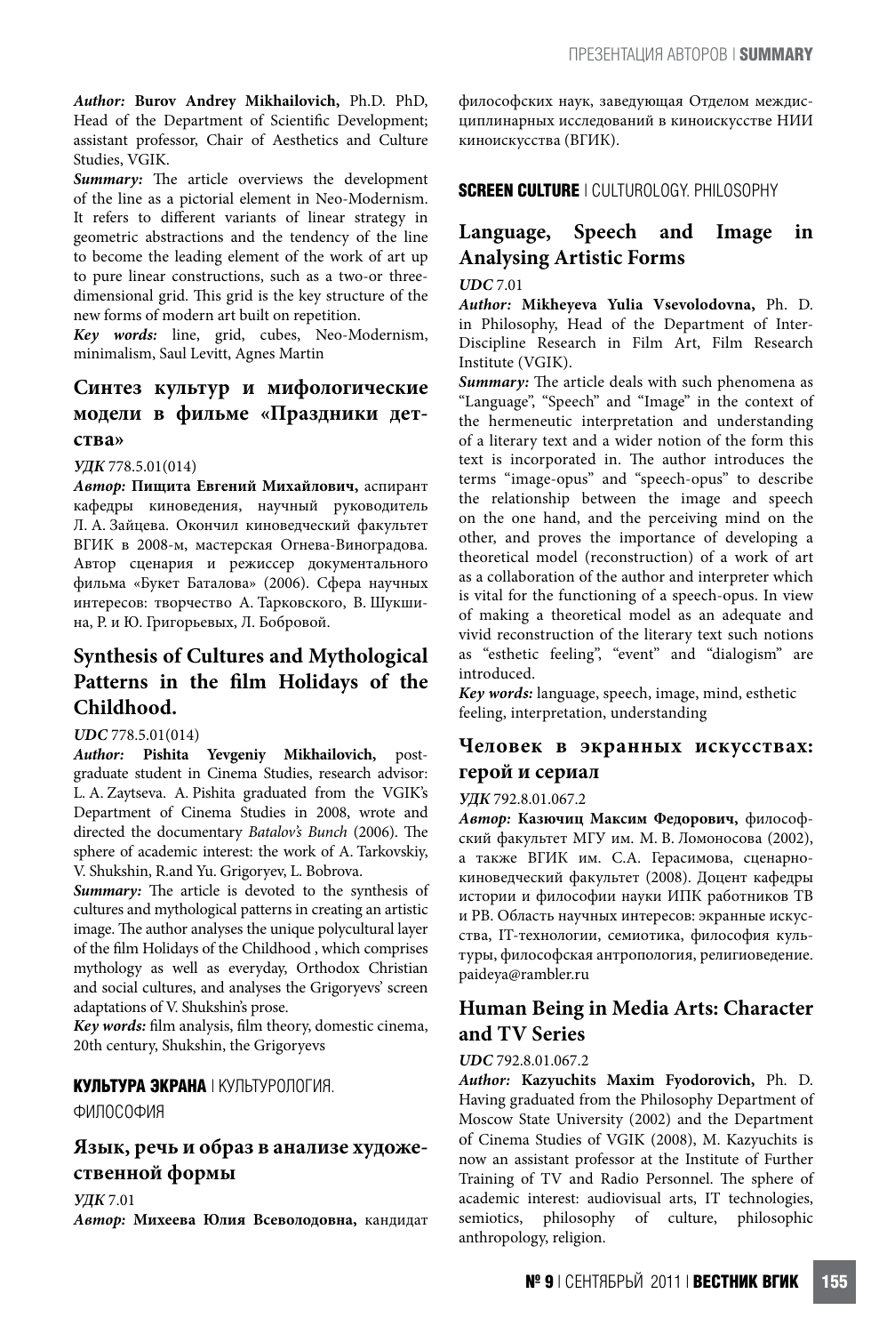***Author:*** **Burov Andrey Mikhailovich,** Ph.D. PhD, Head of the Department of Scientific Development; assistant professor, Chair of Aesthetics and Culture Studies, VGIK.

***Summary:*** The article overviews the development of the line as a pictorial element in Neo-Modernism. It refers to different variants of linear strategy in geometric abstractions and the tendency of the line to become the leading element of the work of art up to pure linear constructions, such as a two-or three-dimensional grid. This grid is the key structure of the new forms of modern art built on repetition.

***Key words:*** line, grid, cubes, Neo-Modernism, minimalism, Saul Levitt, Agnes Martin

## Синтез культур и мифологические модели в фильме «Праздники детства»

***УДК*** 778.5.01(014)

***Автор:*** **Пищита Евгений Михайлович,** аспирант кафедры киноведения, научный руководитель Л. А. Зайцева. Окончил киноведческий факультет ВГИК в 2008-м, мастерская Огнева-Виноградова. Автор сценария и режиссер документального фильма «Букет Баталова» (2006). Сфера научных интересов: творчество А. Тарковского, В. Шукшина, Р. и Ю. Григорьевых, Л. Бобровой.

## Synthesis of Cultures and Mythological Patterns in the film Holidays of the Childhood.

***UDC*** 778.5.01(014)

***Author:*** **Pishita Yevgeniy Mikhailovich,** post-graduate student in Cinema Studies, research advisor: L. A. Zaytseva. A. Pishita graduated from the VGIK's Department of Cinema Studies in 2008, wrote and directed the documentary *Batalov's Bunch* (2006). The sphere of academic interest: the work of A. Tarkovskiy, V. Shukshin, R.and Yu. Grigoryev, L. Bobrova.

***Summary:*** The article is devoted to the synthesis of cultures and mythological patterns in creating an artistic image. The author analyses the unique polycultural layer of the film Holidays of the Childhood , which comprises mythology as well as everyday, Orthodox Christian and social cultures, and analyses the Grigoryevs' screen adaptations of V. Shukshin's prose.

***Key words:*** film analysis, film theory, domestic cinema, 20th century, Shukshin, the Grigoryevs

**КУЛЬТУРА ЭКРАНА** | КУЛЬТУРОЛОГИЯ. ФИЛОСОФИЯ

## Язык, речь и образ в анализе художественной формы

***УДК*** 7.01

***Автор:*** **Михеева Юлия Всеволодовна,** кандидат философских наук, заведующая Отделом междисциплинарных исследований в киноискусстве НИИ киноискусства (ВГИК).

**SCREEN CULTURE** | CULTUROLOGY. PHILOSOPHY

## Language, Speech and Image in Analysing Artistic Forms

***UDC*** 7.01

***Author:*** **Mikheyeva Yulia Vsevolodovna,** Ph. D. in Philosophy, Head of the Department of Inter-Discipline Research in Film Art, Film Research Institute (VGIK).

***Summary:*** The article deals with such phenomena as "Language", "Speech" and "Image" in the context of the hermeneutic interpretation and understanding of a literary text and a wider notion of the form this text is incorporated in. The author introduces the terms "image-opus" and "speech-opus" to describe the relationship between the image and speech on the one hand, and the perceiving mind on the other, and proves the importance of developing a theoretical model (reconstruction) of a work of art as a collaboration of the author and interpreter which is vital for the functioning of a speech-opus. In view of making a theoretical model as an adequate and vivid reconstruction of the literary text such notions as "esthetic feeling", "event" and "dialogism" are introduced.

***Key words:*** language, speech, image, mind, esthetic feeling, interpretation, understanding

## Человек в экранных искусствах: герой и сериал

***УДК*** 792.8.01.067.2

***Автор:*** **Казючиц Максим Федорович,** философский факультет МГУ им. М. В. Ломоносова (2002), а также ВГИК им. С.А. Герасимова, сценарно-киноведческий факультет (2008). Доцент кафедры истории и философии науки ИПК работников ТВ и РВ. Область научных интересов: экранные искусства, IT-технологии, семиотика, философия культуры, философская антропология, религиоведение. paideya@rambler.ru

## Human Being in Media Arts: Character and TV Series

***UDC*** 792.8.01.067.2

***Author:*** **Kazyuchits Maxim Fyodorovich,** Ph. D. Having graduated from the Philosophy Department of Moscow State University (2002) and the Department of Cinema Studies of VGIK (2008), M. Kazyuchits is now an assistant professor at the Institute of Further Training of TV and Radio Personnel. The sphere of academic interest: audiovisual arts, IT technologies, semiotics, philosophy of culture, philosophic anthropology, religion.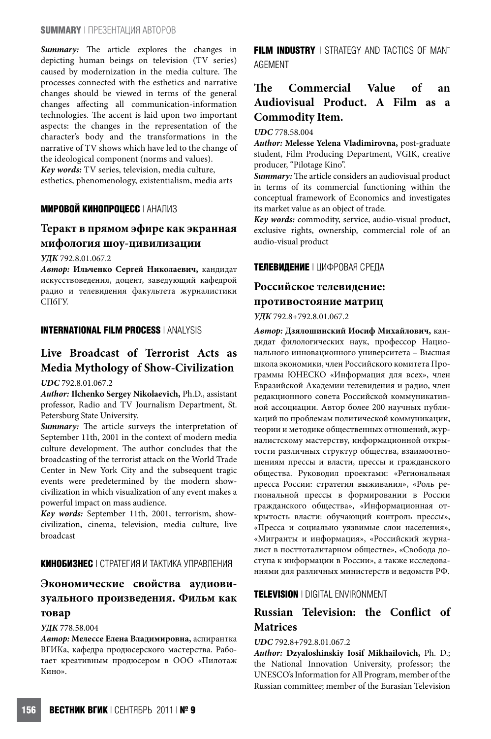*Summary:* The article explores the changes in depicting human beings on television (TV series) caused by modernization in the media culture. The processes connected with the esthetics and narrative changes should be viewed in terms of the general changes affecting all communication-information technologies. The accent is laid upon two important aspects: the changes in the representation of the character's body and the transformations in the narrative of TV shows which have led to the change of the ideological component (norms and values).

*Key words:* TV series, television, media culture, esthetics, phenomenology, existentialism, media arts

**МИРОВОЙ КИНОПРОЦЕСС** | АНАЛИЗ

## Теракт в прямом эфире как экранная мифология шоу-цивилизации

*УДК* 792.8.01.067.2

***Автор:*** **Ильченко Сергей Николаевич,** кандидат искусствоведения, доцент, заведующий кафедрой радио и телевидения факультета журналистики СПбГУ.

**INTERNATIONAL FILM PROCESS** | ANALYSIS

## Live Broadcast of Terrorist Acts as Media Mythology of Show-Civilization

*UDC* 792.8.01.067.2

***Author:*** **Ilchenko Sergey Nikolaevich,** Ph.D., assistant professor, Radio and TV Journalism Department, St. Petersburg State University.

*Summary:* The article surveys the interpretation of September 11th, 2001 in the context of modern media culture development. The author concludes that the broadcasting of the terrorist attack on the World Trade Center in New York City and the subsequent tragic events were predetermined by the modern show-civilization in which visualization of any event makes a powerful impact on mass audience.

*Key words:* September 11th, 2001, terrorism, show-civilization, cinema, television, media culture, live broadcast

**КИНОБИЗНЕС** | СТРАТЕГИЯ И ТАКТИКА УПРАВЛЕНИЯ

## Экономические свойства аудиовизуального произведения. Фильм как товар

*УДК* 778.58.004

***Автор:*** **Мелессе Елена Владимировна,** аспирантка ВГИКа, кафедра продюсерского мастерства. Работает креативным продюсером в ООО «Пилотаж Кино».

**FILM INDUSTRY** | STRATEGY AND TACTICS OF MANAGEMENT

## The Commercial Value of an Audiovisual Product. A Film as a Commodity Item.

*UDC* 778.58.004

***Author:*** **Melesse Yelena Vladimirovna,** post-graduate student, Film Producing Department, VGIK, creative producer, "Pilotage Kino".

*Summary:* The article considers an audiovisual product in terms of its commercial functioning within the conceptual framework of Economics and investigates its market value as an object of trade.

*Key words:* commodity, service, audio-visual product, exclusive rights, ownership, commercial role of an audio-visual product

**ТЕЛЕВИДЕНИЕ** | ЦИФРОВАЯ СРЕДА

## Российское телевидение: противостояние матриц

*УДК* 792.8+792.8.01.067.2

***Автор:*** **Дзялошинский Иосиф Михайлович,** кандидат филологических наук, профессор Национального инновационного университета – Высшая школа экономики, член Российского комитета Программы ЮНЕСКО «Информация для всех», член Евразийской Академии телевидения и радио, член редакционного совета Российской коммуникативной ассоциации. Автор более 200 научных публикаций по проблемам политической коммуникации, теории и методике общественных отношений, журналистскому мастерству, информационной открытости различных структур общества, взаимоотношениям прессы и власти, прессы и гражданского общества. Руководил проектами: «Региональная пресса России: стратегия выживания», «Роль региональной прессы в формировании в России гражданского общества», «Информационная открытость власти: обучающий контроль прессы», «Пресса и социально уязвимые слои населения», «Мигранты и информация», «Российский журналист в посттоталитарном обществе», «Свобода доступа к информации в России», а также исследованиями для различных министерств и ведомств РФ.

**TELEVISION** | DIGITAL ENVIRONMENT

## Russian Television: the Conflict of Matrices

*UDC* 792.8+792.8.01.067.2

***Author:*** **Dzyaloshinskiy Iosif Mikhailovich,** Ph. D.; the National Innovation University, professor; the UNESCO's Information for All Program, member of the Russian committee; member of the Eurasian Television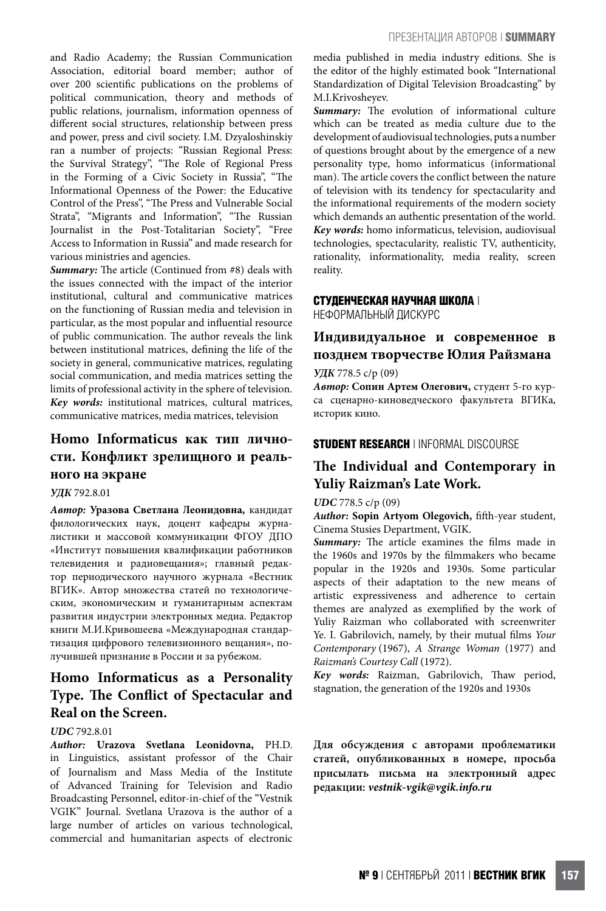and Radio Academy; the Russian Communication Association, editorial board member; author of over 200 scientific publications on the problems of political communication, theory and methods of public relations, journalism, information openness of different social structures, relationship between press and power, press and civil society. I.M. Dzyaloshinskiy ran a number of projects: "Russian Regional Press: the Survival Strategy", "The Role of Regional Press in the Forming of a Civic Society in Russia", "The Informational Openness of the Power: the Educative Control of the Press", "The Press and Vulnerable Social Strata", "Migrants and Information", "The Russian Journalist in the Post-Totalitarian Society", "Free Access to Information in Russia" and made research for various ministries and agencies.

***Summary:*** The article (Continued from #8) deals with the issues connected with the impact of the interior institutional, cultural and communicative matrices on the functioning of Russian media and television in particular, as the most popular and influential resource of public communication. The author reveals the link between institutional matrices, defining the life of the society in general, communicative matrices, regulating social communication, and media matrices setting the limits of professional activity in the sphere of television.

***Key words:*** institutional matrices, cultural matrices, communicative matrices, media matrices, television

## Homo Informaticus как тип личности. Конфликт зрелищного и реального на экране

***УДК*** 792.8.01

***Автор:*** **Уразова Светлана Леонидовна,** кандидат филологических наук, доцент кафедры журналистики и массовой коммуникации ФГОУ ДПО «Институт повышения квалификации работников телевидения и радиовещания»; главный редактор периодического научного журнала «Вестник ВГИК». Автор множества статей по технологическим, экономическим и гуманитарным аспектам развития индустрии электронных медиа. Редактор книги М.И.Кривошеева «Международная стандартизация цифрового телевизионного вещания», получившей признание в России и за рубежом.

## Homo Informaticus as a Personality Type. The Conflict of Spectacular and Real on the Screen.

***UDC*** 792.8.01

***Author:*** **Urazova Svetlana Leonidovna,** PH.D. in Linguistics, assistant professor of the Chair of Journalism and Mass Media of the Institute of Advanced Training for Television and Radio Broadcasting Personnel, editor-in-chief of the "Vestnik VGIK" Journal. Svetlana Urazova is the author of a large number of articles on various technological, commercial and humanitarian aspects of electronic media published in media industry editions. She is the editor of the highly estimated book "International Standardization of Digital Television Broadcasting" by M.I.Krivosheyev.

***Summary:*** The evolution of informational culture which can be treated as media culture due to the development of audiovisual technologies, puts a number of questions brought about by the emergence of a new personality type, homo informaticus (informational man). The article covers the conflict between the nature of television with its tendency for spectacularity and the informational requirements of the modern society which demands an authentic presentation of the world.

***Key words:*** homo informaticus, television, audiovisual technologies, spectacularity, realistic TV, authenticity, rationality, informationality, media reality, screen reality.

**СТУДЕНЧЕСКАЯ НАУЧНАЯ ШКОЛА** | НЕФОРМАЛЬНЫЙ ДИСКУРС

## Индивидуальное и современное в позднем творчестве Юлия Райзмана

***УДК*** 778.5 с/р (09)

***Автор:*** **Сопин Артем Олегович,** студент 5-го курса сценарно-киноведческого факультета ВГИКа, историк кино.

**STUDENT RESEARCH** | INFORMAL DISCOURSE

## The Individual and Contemporary in Yuliy Raizman's Late Work.

***UDC*** 778.5 c/p (09)

***Author:*** **Sopin Artyom Olegovich,** fifth-year student, Cinema Stusies Department, VGIK.

***Summary:*** The article examines the films made in the 1960s and 1970s by the filmmakers who became popular in the 1920s and 1930s. Some particular aspects of their adaptation to the new means of artistic expressiveness and adherence to certain themes are analyzed as exemplified by the work of Yuliy Raizman who collaborated with screenwriter Ye. I. Gabrilovich, namely, by their mutual films *Your Contemporary* (1967), *A Strange Woman* (1977) and *Raizman's Courtesy Call* (1972).

***Key words:*** Raizman, Gabrilovich, Thaw period, stagnation, the generation of the 1920s and 1930s

**Для обсуждения с авторами проблематики статей, опубликованных в номере, просьба присылать письма на электронный адрес редакции: *vestnik-vgik@vgik.info.ru***